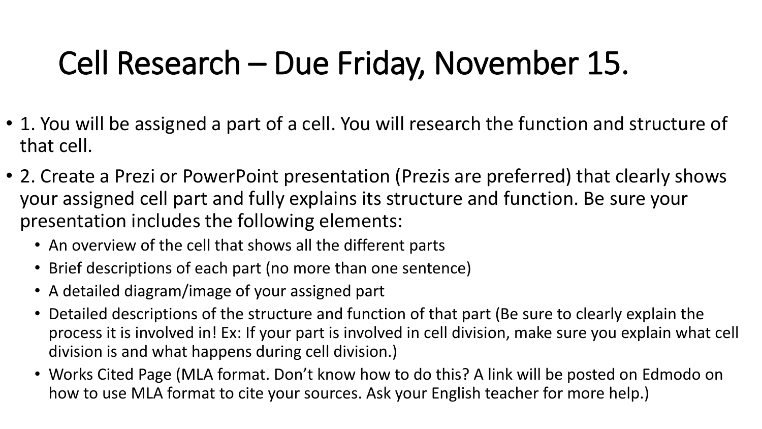# Cell Research – Due Friday, November 15.

- 1. You will be assigned a part of a cell. You will research the function and structure of that cell.
- 2. Create a Prezi or PowerPoint presentation (Prezis are preferred) that clearly shows your assigned cell part and fully explains its structure and function. Be sure your presentation includes the following elements:
  - An overview of the cell that shows all the different parts
  - Brief descriptions of each part (no more than one sentence)
  - A detailed diagram/image of your assigned part
  - Detailed descriptions of the structure and function of that part (Be sure to clearly explain the process it is involved in! Ex: If your part is involved in cell division, make sure you explain what cell division is and what happens during cell division.)
  - Works Cited Page (MLA format. Don't know how to do this? A link will be posted on Edmodo on how to use MLA format to cite your sources. Ask your English teacher for more help.)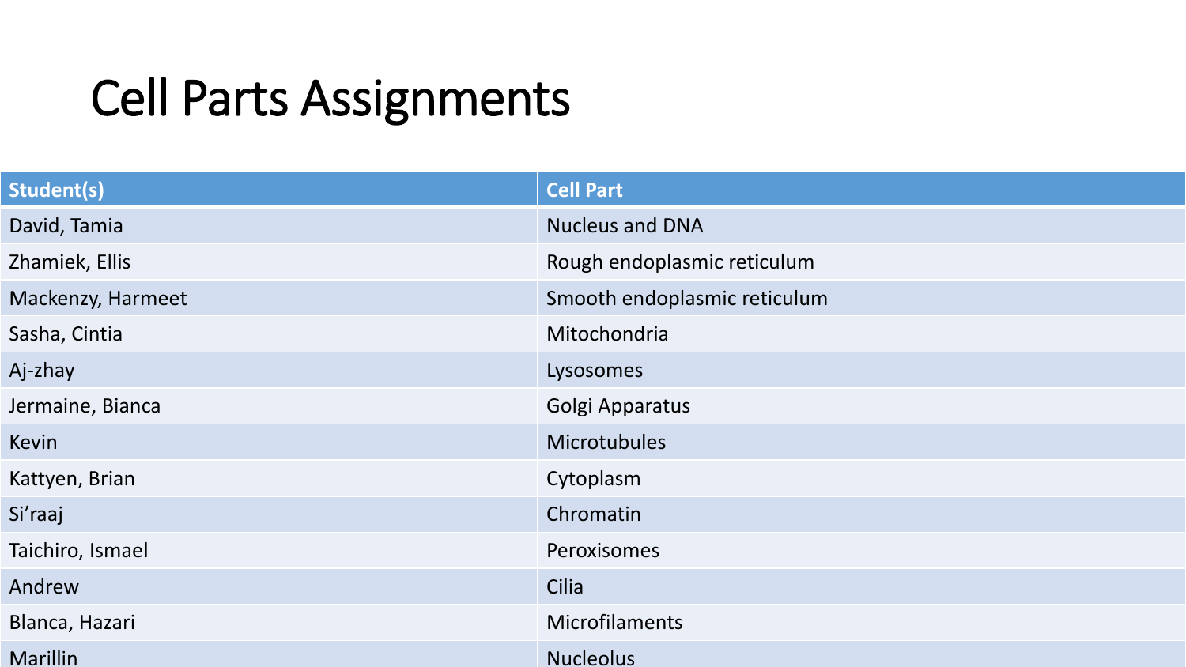# Cell Parts Assignments

| Student(s) | Cell Part |
| --- | --- |
| David, Tamia | Nucleus and DNA |
| Zhamiek, Ellis | Rough endoplasmic reticulum |
| Mackenzy, Harmeet | Smooth endoplasmic reticulum |
| Sasha, Cintia | Mitochondria |
| Aj-zhay | Lysosomes |
| Jermaine, Bianca | Golgi Apparatus |
| Kevin | Microtubules |
| Kattyen, Brian | Cytoplasm |
| Si'raaj | Chromatin |
| Taichiro, Ismael | Peroxisomes |
| Andrew | Cilia |
| Blanca, Hazari | Microfilaments |
| Marillin | Nucleolus |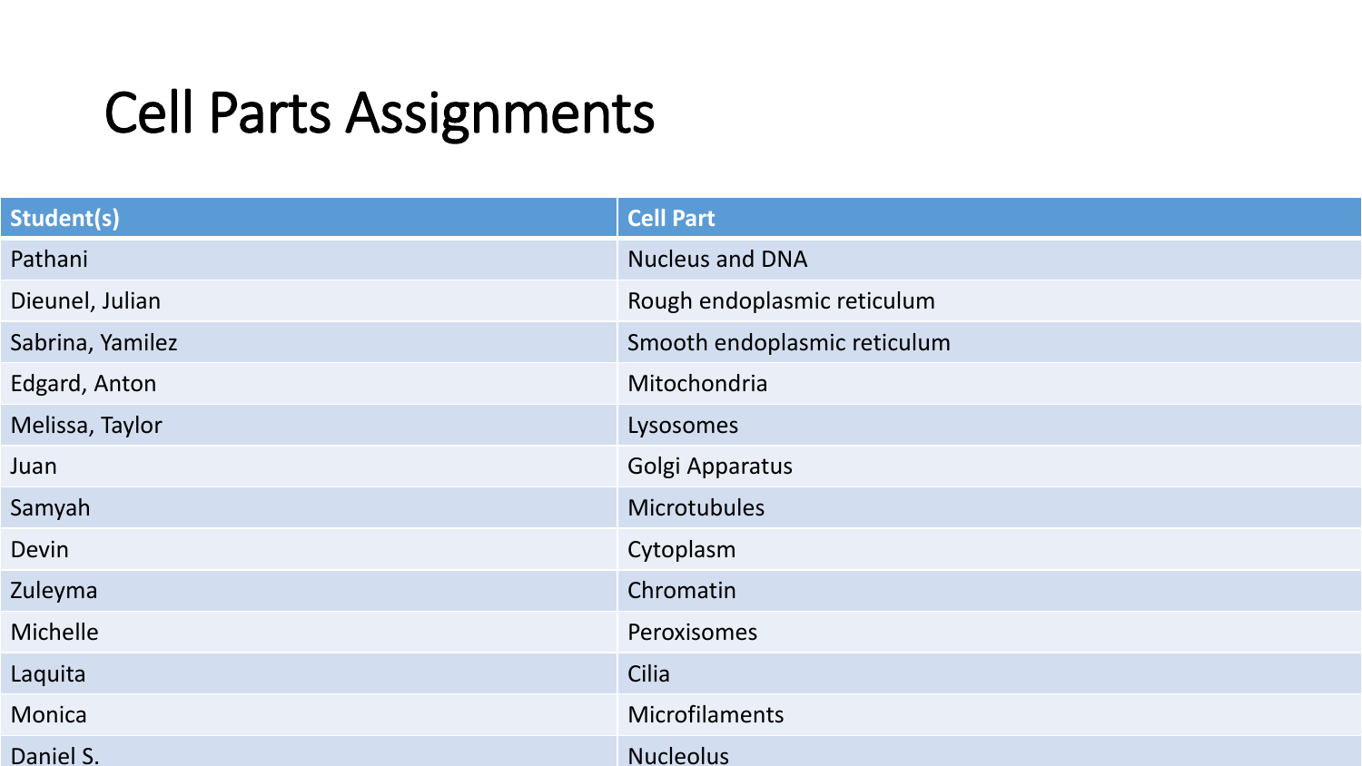# Cell Parts Assignments

| Student(s) | Cell Part |
|---|---|
| Pathani | Nucleus and DNA |
| Dieunel, Julian | Rough endoplasmic reticulum |
| Sabrina, Yamilez | Smooth endoplasmic reticulum |
| Edgard, Anton | Mitochondria |
| Melissa, Taylor | Lysosomes |
| Juan | Golgi Apparatus |
| Samyah | Microtubules |
| Devin | Cytoplasm |
| Zuleyma | Chromatin |
| Michelle | Peroxisomes |
| Laquita | Cilia |
| Monica | Microfilaments |
| Daniel S. | Nucleolus |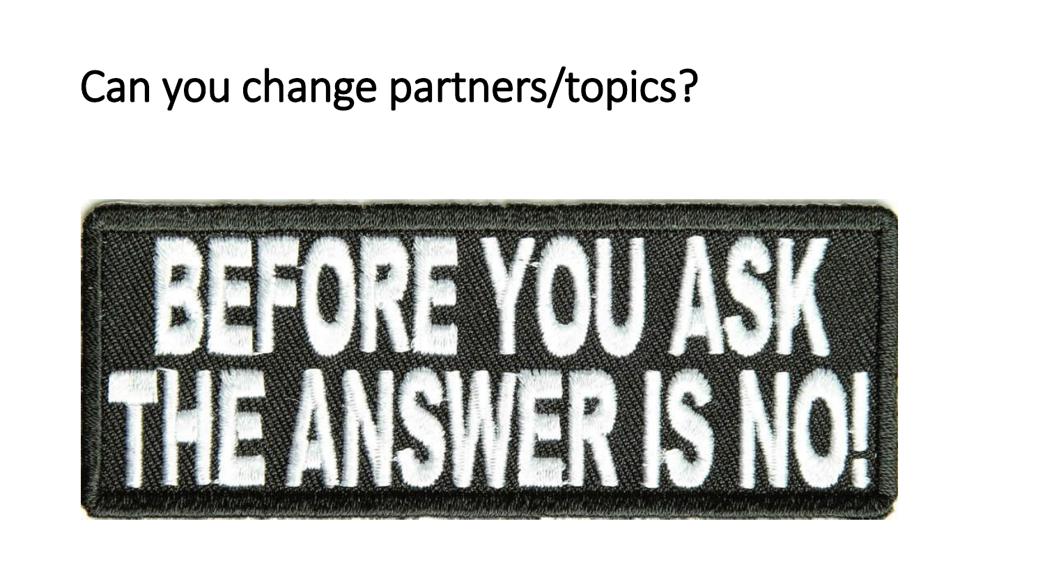# Can you change partners/topics?

BEFORE YOU ASK THE ANSWER IS NO!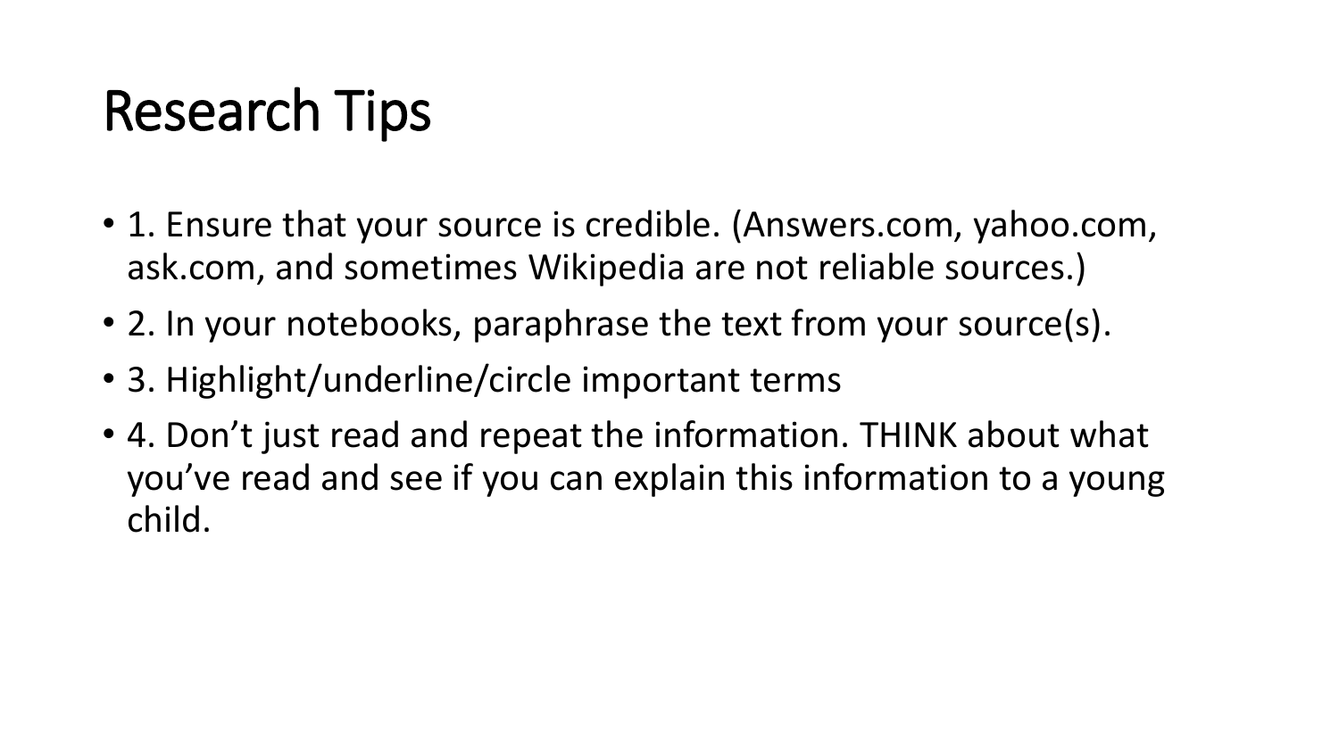# Research Tips

- 1. Ensure that your source is credible. (Answers.com, yahoo.com, ask.com, and sometimes Wikipedia are not reliable sources.)
- 2. In your notebooks, paraphrase the text from your source(s).
- 3. Highlight/underline/circle important terms
- 4. Don't just read and repeat the information. THINK about what you've read and see if you can explain this information to a young child.